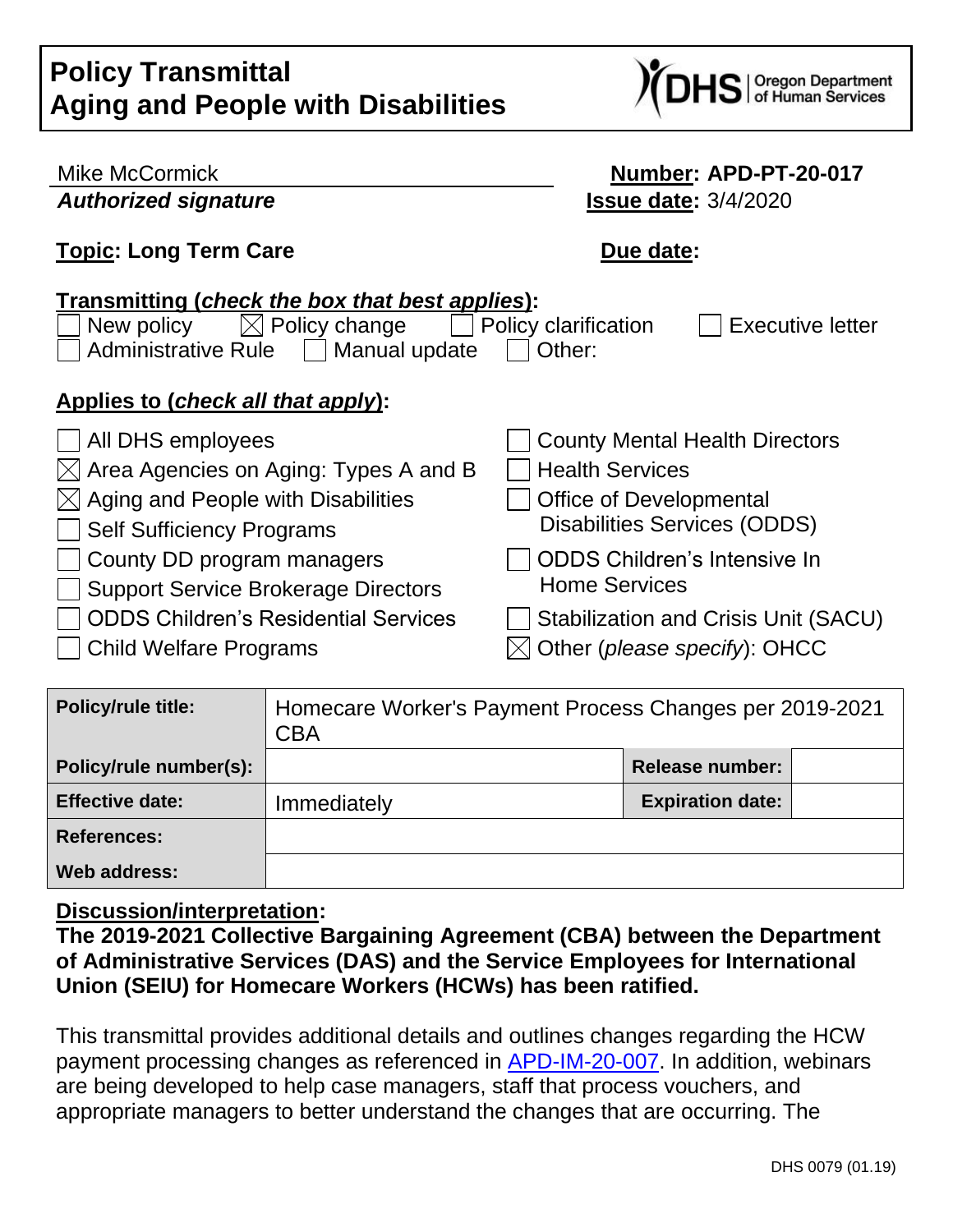# Policy Transmittal
# Aging and People with Disabilities

Mike McCormick
***Authorized signature***

**Number: APD-PT-20-017**
**Issue date:** 3/4/2020

**Topic: Long Term Care**

**Due date:**

**Transmitting (*check the box that best applies*):**

- ☐ New policy
- ☒ Policy change
- ☐ Policy clarification
- ☐ Executive letter
- ☐ Administrative Rule
- ☐ Manual update
- ☐ Other:

**Applies to (*check all that apply*):**

- ☐ All DHS employees
- ☒ Area Agencies on Aging: Types A and B
- ☒ Aging and People with Disabilities
- ☐ Self Sufficiency Programs
- ☐ County DD program managers
- ☐ Support Service Brokerage Directors
- ☐ ODDS Children's Residential Services
- ☐ Child Welfare Programs
- ☐ County Mental Health Directors
- ☐ Health Services
- ☐ Office of Developmental Disabilities Services (ODDS)
- ☐ ODDS Children's Intensive In Home Services
- ☐ Stabilization and Crisis Unit (SACU)
- ☒ Other (*please specify*): OHCC

| **Policy/rule title:** | Homecare Worker's Payment Process Changes per 2019-2021 CBA | | |
|---|---|---|---|
| **Policy/rule number(s):** | | **Release number:** | |
| **Effective date:** | Immediately | **Expiration date:** | |
| **References:** | | | |
| **Web address:** | | | |

**Discussion/interpretation:**

**The 2019-2021 Collective Bargaining Agreement (CBA) between the Department of Administrative Services (DAS) and the Service Employees for International Union (SEIU) for Homecare Workers (HCWs) has been ratified.**

This transmittal provides additional details and outlines changes regarding the HCW payment processing changes as referenced in APD-IM-20-007. In addition, webinars are being developed to help case managers, staff that process vouchers, and appropriate managers to better understand the changes that are occurring. The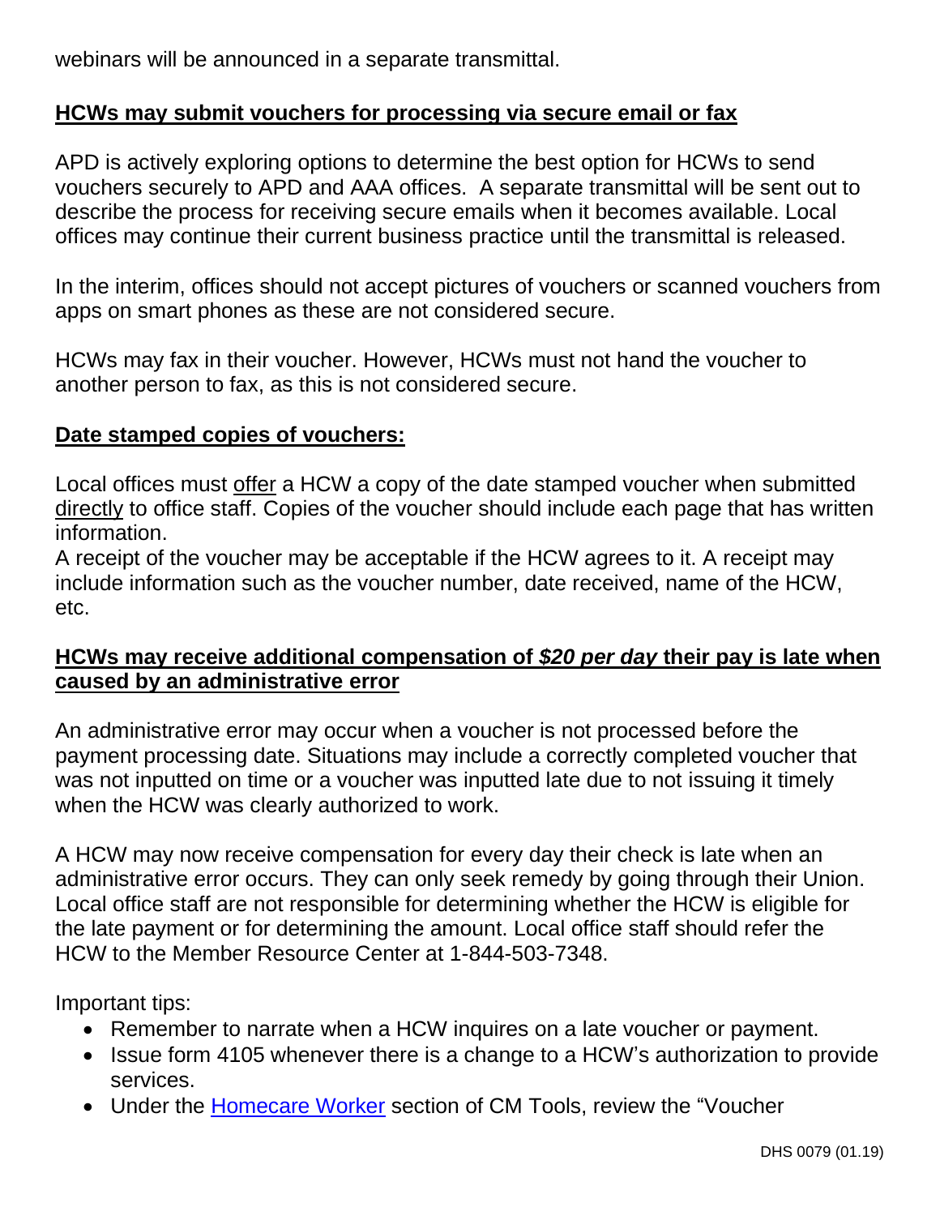webinars will be announced in a separate transmittal.

**<u>HCWs may submit vouchers for processing via secure email or fax</u>**

APD is actively exploring options to determine the best option for HCWs to send vouchers securely to APD and AAA offices. A separate transmittal will be sent out to describe the process for receiving secure emails when it becomes available. Local offices may continue their current business practice until the transmittal is released.

In the interim, offices should not accept pictures of vouchers or scanned vouchers from apps on smart phones as these are not considered secure.

HCWs may fax in their voucher. However, HCWs must not hand the voucher to another person to fax, as this is not considered secure.

**<u>Date stamped copies of vouchers:</u>**

Local offices must <u>offer</u> a HCW a copy of the date stamped voucher when submitted <u>directly</u> to office staff. Copies of the voucher should include each page that has written information.
A receipt of the voucher may be acceptable if the HCW agrees to it. A receipt may include information such as the voucher number, date received, name of the HCW, etc.

**<u>HCWs may receive additional compensation of *$20 per day* their pay is late when caused by an administrative error</u>**

An administrative error may occur when a voucher is not processed before the payment processing date. Situations may include a correctly completed voucher that was not inputted on time or a voucher was inputted late due to not issuing it timely when the HCW was clearly authorized to work.

A HCW may now receive compensation for every day their check is late when an administrative error occurs. They can only seek remedy by going through their Union. Local office staff are not responsible for determining whether the HCW is eligible for the late payment or for determining the amount. Local office staff should refer the HCW to the Member Resource Center at 1-844-503-7348.

Important tips:

- Remember to narrate when a HCW inquires on a late voucher or payment.
- Issue form 4105 whenever there is a change to a HCW's authorization to provide services.
- Under the [Homecare Worker]() section of CM Tools, review the "Voucher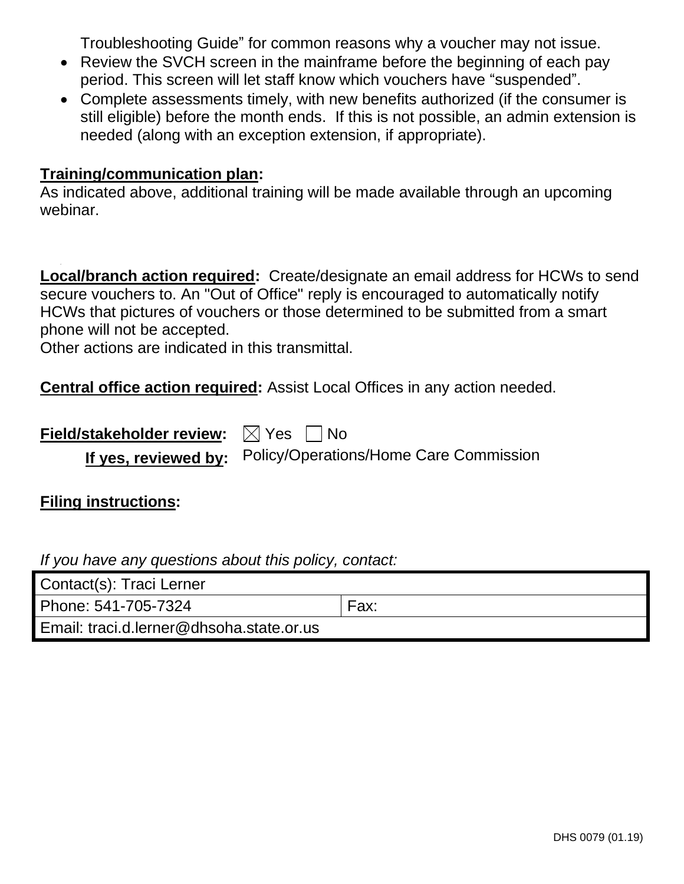Troubleshooting Guide" for common reasons why a voucher may not issue.

- Review the SVCH screen in the mainframe before the beginning of each pay period. This screen will let staff know which vouchers have "suspended".
- Complete assessments timely, with new benefits authorized (if the consumer is still eligible) before the month ends. If this is not possible, an admin extension is needed (along with an exception extension, if appropriate).

**Training/communication plan:**
As indicated above, additional training will be made available through an upcoming webinar.

**Local/branch action required:** Create/designate an email address for HCWs to send secure vouchers to. An "Out of Office" reply is encouraged to automatically notify HCWs that pictures of vouchers or those determined to be submitted from a smart phone will not be accepted.
Other actions are indicated in this transmittal.

**Central office action required:** Assist Local Offices in any action needed.

**Field/stakeholder review:** ☒ Yes ☐ No

**If yes, reviewed by:** Policy/Operations/Home Care Commission

**Filing instructions:**

*If you have any questions about this policy, contact:*

| | |
|---|---|
| Contact(s): Traci Lerner | |
| Phone: 541-705-7324 | Fax: |
| Email: traci.d.lerner@dhsoha.state.or.us | |

DHS 0079 (01.19)